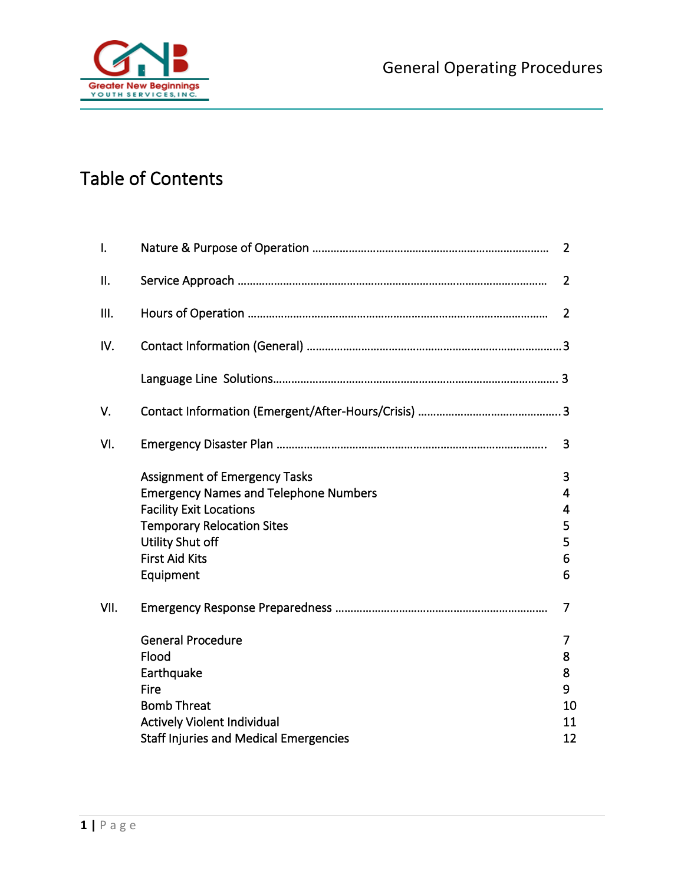# Table of Contents

| | | |
|---|---|---|
| I. | Nature & Purpose of Operation | 2 |
| II. | Service Approach | 2 |
| III. | Hours of Operation | 2 |
| IV. | Contact Information (General) | 3 |
| | Language Line Solutions | 3 |
| V. | Contact Information (Emergent/After-Hours/Crisis) | 3 |
| VI. | Emergency Disaster Plan | 3 |
| | Assignment of Emergency Tasks | 3 |
| | Emergency Names and Telephone Numbers | 4 |
| | Facility Exit Locations | 4 |
| | Temporary Relocation Sites | 5 |
| | Utility Shut off | 5 |
| | First Aid Kits | 6 |
| | Equipment | 6 |
| VII. | Emergency Response Preparedness | 7 |
| | General Procedure | 7 |
| | Flood | 8 |
| | Earthquake | 8 |
| | Fire | 9 |
| | Bomb Threat | 10 |
| | Actively Violent Individual | 11 |
| | Staff Injuries and Medical Emergencies | 12 |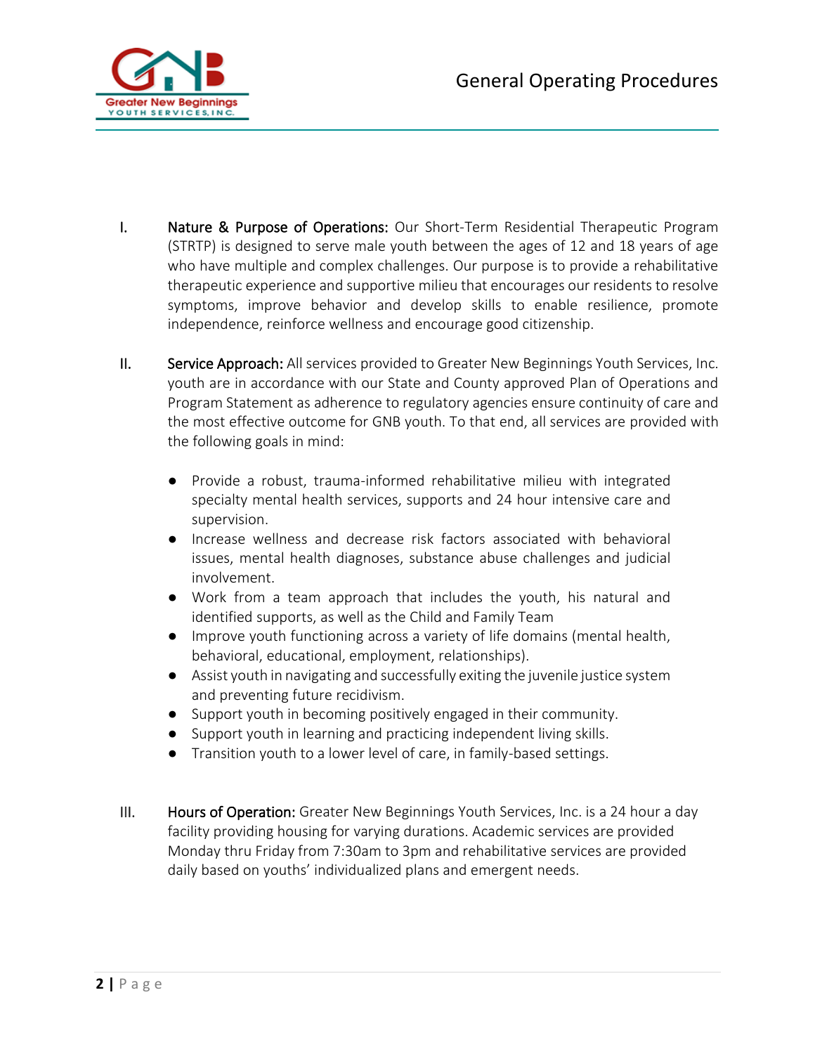I. **Nature & Purpose of Operations:** Our Short-Term Residential Therapeutic Program (STRTP) is designed to serve male youth between the ages of 12 and 18 years of age who have multiple and complex challenges. Our purpose is to provide a rehabilitative therapeutic experience and supportive milieu that encourages our residents to resolve symptoms, improve behavior and develop skills to enable resilience, promote independence, reinforce wellness and encourage good citizenship.

II. **Service Approach:** All services provided to Greater New Beginnings Youth Services, Inc. youth are in accordance with our State and County approved Plan of Operations and Program Statement as adherence to regulatory agencies ensure continuity of care and the most effective outcome for GNB youth. To that end, all services are provided with the following goals in mind:

- Provide a robust, trauma-informed rehabilitative milieu with integrated specialty mental health services, supports and 24 hour intensive care and supervision.
- Increase wellness and decrease risk factors associated with behavioral issues, mental health diagnoses, substance abuse challenges and judicial involvement.
- Work from a team approach that includes the youth, his natural and identified supports, as well as the Child and Family Team
- Improve youth functioning across a variety of life domains (mental health, behavioral, educational, employment, relationships).
- Assist youth in navigating and successfully exiting the juvenile justice system and preventing future recidivism.
- Support youth in becoming positively engaged in their community.
- Support youth in learning and practicing independent living skills.
- Transition youth to a lower level of care, in family-based settings.

III. **Hours of Operation:** Greater New Beginnings Youth Services, Inc. is a 24 hour a day facility providing housing for varying durations. Academic services are provided Monday thru Friday from 7:30am to 3pm and rehabilitative services are provided daily based on youths' individualized plans and emergent needs.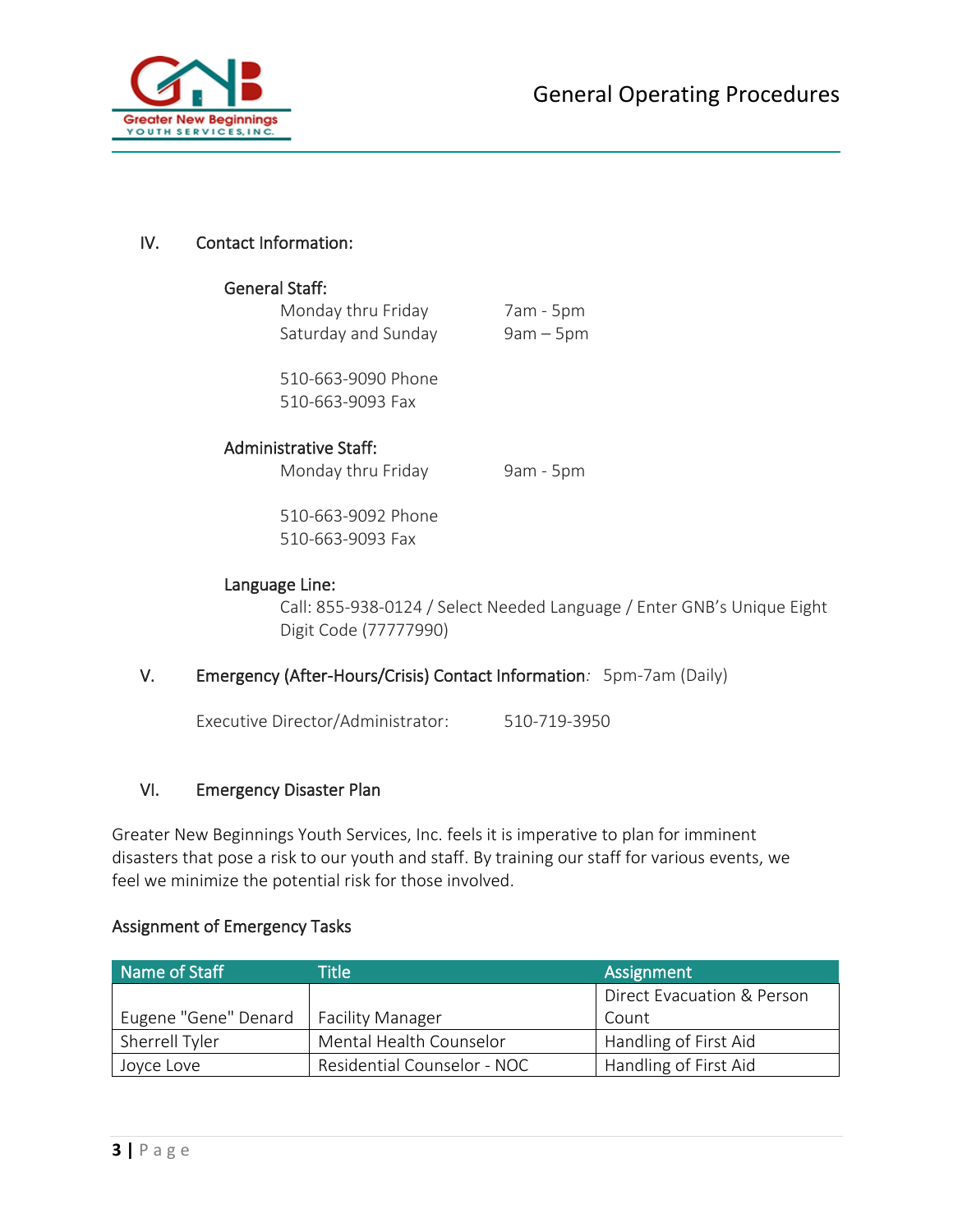## IV. Contact Information:

**General Staff:**

Monday thru Friday 7am - 5pm
Saturday and Sunday 9am – 5pm

510-663-9090 Phone
510-663-9093 Fax

**Administrative Staff:**

Monday thru Friday 9am - 5pm

510-663-9092 Phone
510-663-9093 Fax

**Language Line:**

Call: 855-938-0124 / Select Needed Language / Enter GNB's Unique Eight Digit Code (77777990)

## V. Emergency (After-Hours/Crisis) Contact Information: 5pm-7am (Daily)

Executive Director/Administrator: 510-719-3950

## VI. Emergency Disaster Plan

Greater New Beginnings Youth Services, Inc. feels it is imperative to plan for imminent disasters that pose a risk to our youth and staff. By training our staff for various events, we feel we minimize the potential risk for those involved.

### Assignment of Emergency Tasks

| Name of Staff | Title | Assignment |
|---|---|---|
| Eugene "Gene" Denard | Facility Manager | Direct Evacuation & Person Count |
| Sherrell Tyler | Mental Health Counselor | Handling of First Aid |
| Joyce Love | Residential Counselor - NOC | Handling of First Aid |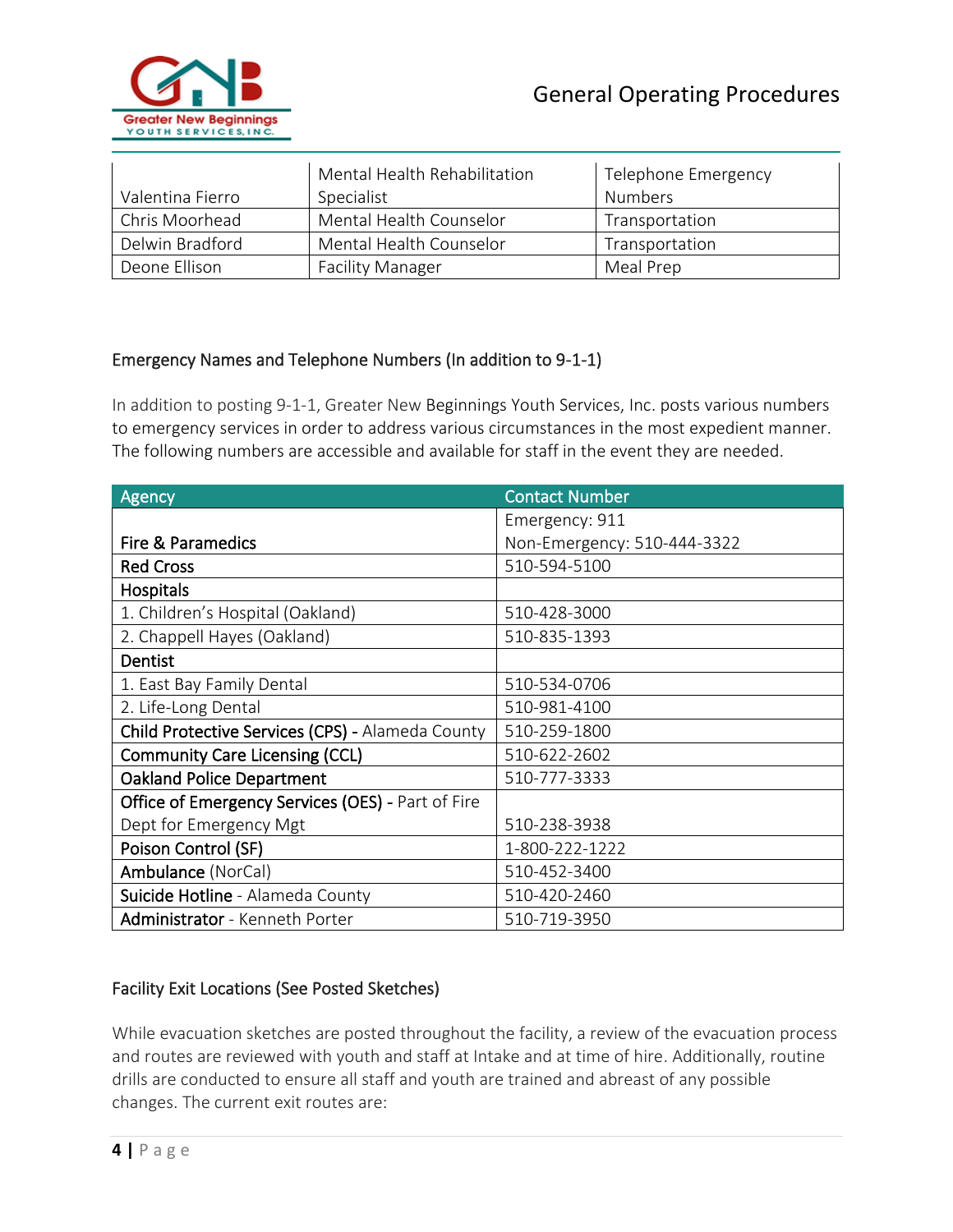| Valentina Fierro | Mental Health Rehabilitation Specialist | Telephone Emergency Numbers |
|---|---|---|
| Chris Moorhead | Mental Health Counselor | Transportation |
| Delwin Bradford | Mental Health Counselor | Transportation |
| Deone Ellison | Facility Manager | Meal Prep |

## Emergency Names and Telephone Numbers (In addition to 9-1-1)

In addition to posting 9-1-1, Greater New Beginnings Youth Services, Inc. posts various numbers to emergency services in order to address various circumstances in the most expedient manner. The following numbers are accessible and available for staff in the event they are needed.

| Agency | Contact Number |
|---|---|
| **Fire & Paramedics** | Emergency: 911<br>Non-Emergency: 510-444-3322 |
| **Red Cross** | 510-594-5100 |
| **Hospitals** | |
| 1. Children's Hospital (Oakland) | 510-428-3000 |
| 2. Chappell Hayes (Oakland) | 510-835-1393 |
| **Dentist** | |
| 1. East Bay Family Dental | 510-534-0706 |
| 2. Life-Long Dental | 510-981-4100 |
| **Child Protective Services (CPS) -** Alameda County | 510-259-1800 |
| **Community Care Licensing (CCL)** | 510-622-2602 |
| **Oakland Police Department** | 510-777-3333 |
| **Office of Emergency Services (OES) -** Part of Fire Dept for Emergency Mgt | 510-238-3938 |
| **Poison Control (SF)** | 1-800-222-1222 |
| **Ambulance** (NorCal) | 510-452-3400 |
| **Suicide Hotline** - Alameda County | 510-420-2460 |
| **Administrator** - Kenneth Porter | 510-719-3950 |

## Facility Exit Locations (See Posted Sketches)

While evacuation sketches are posted throughout the facility, a review of the evacuation process and routes are reviewed with youth and staff at Intake and at time of hire. Additionally, routine drills are conducted to ensure all staff and youth are trained and abreast of any possible changes. The current exit routes are: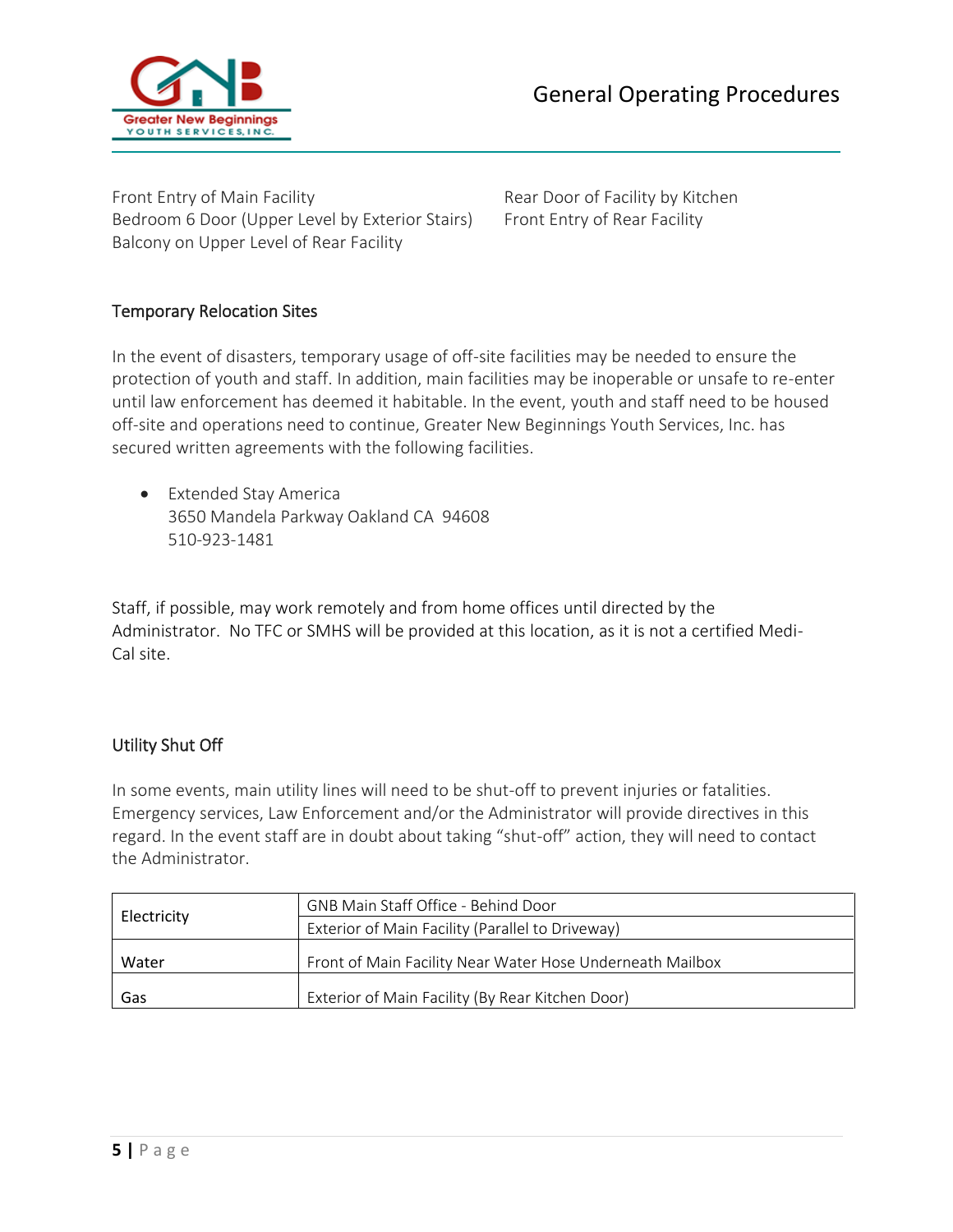Front Entry of Main Facility
Bedroom 6 Door (Upper Level by Exterior Stairs)
Balcony on Upper Level of Rear Facility
Rear Door of Facility by Kitchen
Front Entry of Rear Facility

### Temporary Relocation Sites

In the event of disasters, temporary usage of off-site facilities may be needed to ensure the protection of youth and staff. In addition, main facilities may be inoperable or unsafe to re-enter until law enforcement has deemed it habitable. In the event, youth and staff need to be housed off-site and operations need to continue, Greater New Beginnings Youth Services, Inc. has secured written agreements with the following facilities.

- Extended Stay America
  3650 Mandela Parkway Oakland CA 94608
  510-923-1481

Staff, if possible, may work remotely and from home offices until directed by the Administrator. No TFC or SMHS will be provided at this location, as it is not a certified Medi-Cal site.

### Utility Shut Off

In some events, main utility lines will need to be shut-off to prevent injuries or fatalities. Emergency services, Law Enforcement and/or the Administrator will provide directives in this regard. In the event staff are in doubt about taking "shut-off" action, they will need to contact the Administrator.

| | |
|---|---|
| Electricity | GNB Main Staff Office - Behind Door |
| | Exterior of Main Facility (Parallel to Driveway) |
| Water | Front of Main Facility Near Water Hose Underneath Mailbox |
| Gas | Exterior of Main Facility (By Rear Kitchen Door) |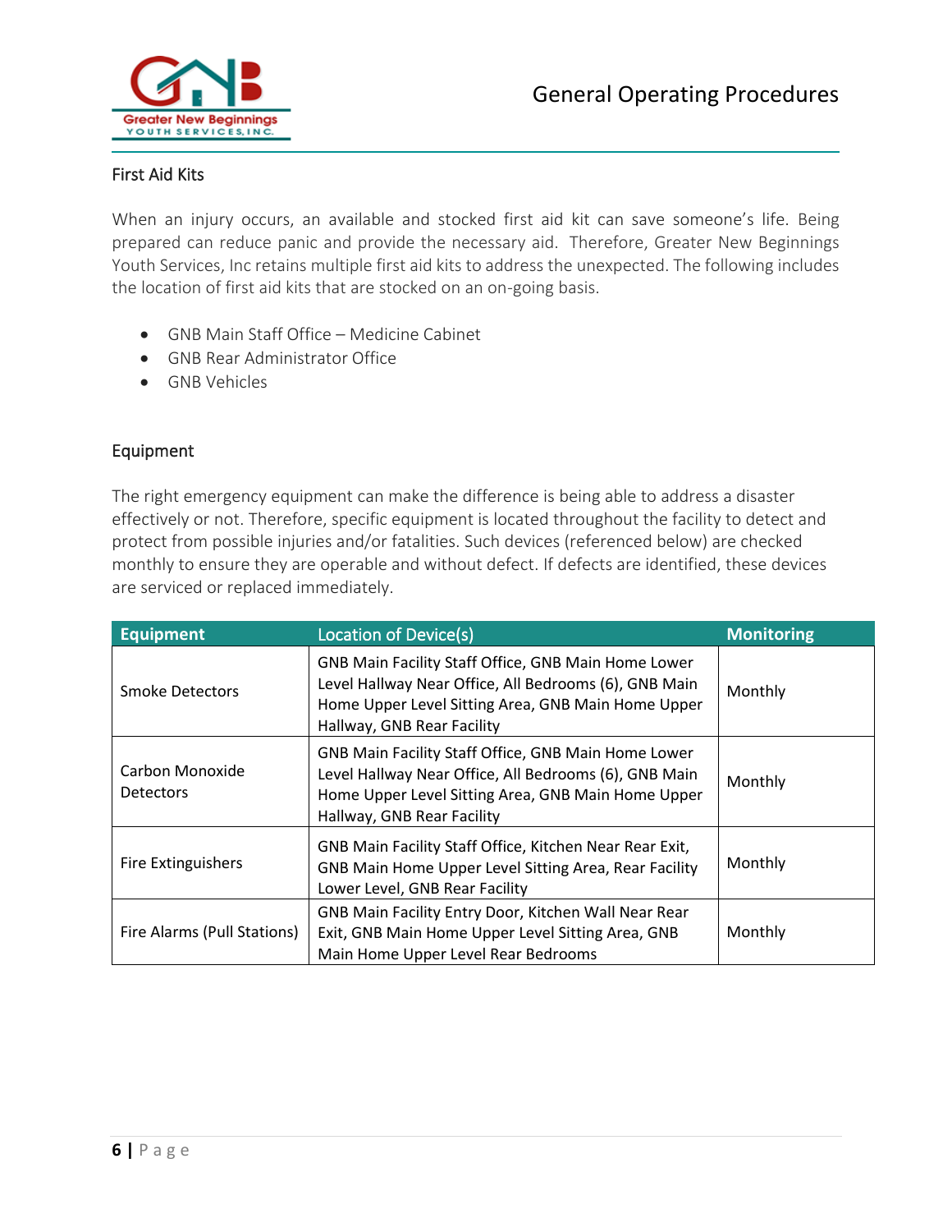## First Aid Kits

When an injury occurs, an available and stocked first aid kit can save someone's life. Being prepared can reduce panic and provide the necessary aid. Therefore, Greater New Beginnings Youth Services, Inc retains multiple first aid kits to address the unexpected. The following includes the location of first aid kits that are stocked on an on-going basis.

- GNB Main Staff Office – Medicine Cabinet
- GNB Rear Administrator Office
- GNB Vehicles

## Equipment

The right emergency equipment can make the difference is being able to address a disaster effectively or not. Therefore, specific equipment is located throughout the facility to detect and protect from possible injuries and/or fatalities. Such devices (referenced below) are checked monthly to ensure they are operable and without defect. If defects are identified, these devices are serviced or replaced immediately.

| Equipment | Location of Device(s) | Monitoring |
|---|---|---|
| Smoke Detectors | GNB Main Facility Staff Office, GNB Main Home Lower Level Hallway Near Office, All Bedrooms (6), GNB Main Home Upper Level Sitting Area, GNB Main Home Upper Hallway, GNB Rear Facility | Monthly |
| Carbon Monoxide Detectors | GNB Main Facility Staff Office, GNB Main Home Lower Level Hallway Near Office, All Bedrooms (6), GNB Main Home Upper Level Sitting Area, GNB Main Home Upper Hallway, GNB Rear Facility | Monthly |
| Fire Extinguishers | GNB Main Facility Staff Office, Kitchen Near Rear Exit, GNB Main Home Upper Level Sitting Area, Rear Facility Lower Level, GNB Rear Facility | Monthly |
| Fire Alarms (Pull Stations) | GNB Main Facility Entry Door, Kitchen Wall Near Rear Exit, GNB Main Home Upper Level Sitting Area, GNB Main Home Upper Level Rear Bedrooms | Monthly |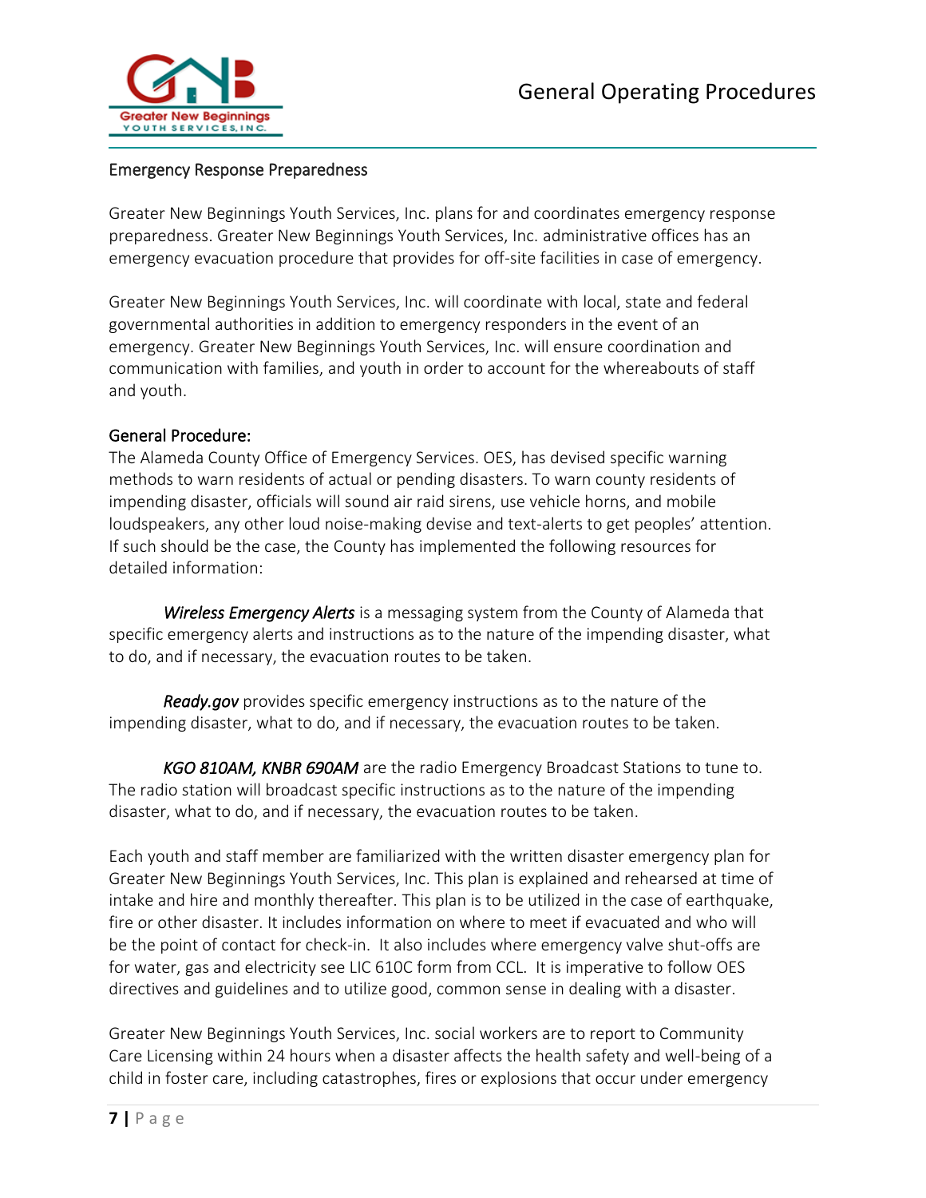## Emergency Response Preparedness

Greater New Beginnings Youth Services, Inc. plans for and coordinates emergency response preparedness. Greater New Beginnings Youth Services, Inc. administrative offices has an emergency evacuation procedure that provides for off-site facilities in case of emergency.

Greater New Beginnings Youth Services, Inc. will coordinate with local, state and federal governmental authorities in addition to emergency responders in the event of an emergency. Greater New Beginnings Youth Services, Inc. will ensure coordination and communication with families, and youth in order to account for the whereabouts of staff and youth.

### General Procedure:

The Alameda County Office of Emergency Services. OES, has devised specific warning methods to warn residents of actual or pending disasters. To warn county residents of impending disaster, officials will sound air raid sirens, use vehicle horns, and mobile loudspeakers, any other loud noise-making devise and text-alerts to get peoples' attention. If such should be the case, the County has implemented the following resources for detailed information:

***Wireless Emergency Alerts*** is a messaging system from the County of Alameda that specific emergency alerts and instructions as to the nature of the impending disaster, what to do, and if necessary, the evacuation routes to be taken.

***Ready.gov*** provides specific emergency instructions as to the nature of the impending disaster, what to do, and if necessary, the evacuation routes to be taken.

***KGO 810AM, KNBR 690AM*** are the radio Emergency Broadcast Stations to tune to. The radio station will broadcast specific instructions as to the nature of the impending disaster, what to do, and if necessary, the evacuation routes to be taken.

Each youth and staff member are familiarized with the written disaster emergency plan for Greater New Beginnings Youth Services, Inc. This plan is explained and rehearsed at time of intake and hire and monthly thereafter. This plan is to be utilized in the case of earthquake, fire or other disaster. It includes information on where to meet if evacuated and who will be the point of contact for check-in. It also includes where emergency valve shut-offs are for water, gas and electricity see LIC 610C form from CCL. It is imperative to follow OES directives and guidelines and to utilize good, common sense in dealing with a disaster.

Greater New Beginnings Youth Services, Inc. social workers are to report to Community Care Licensing within 24 hours when a disaster affects the health safety and well-being of a child in foster care, including catastrophes, fires or explosions that occur under emergency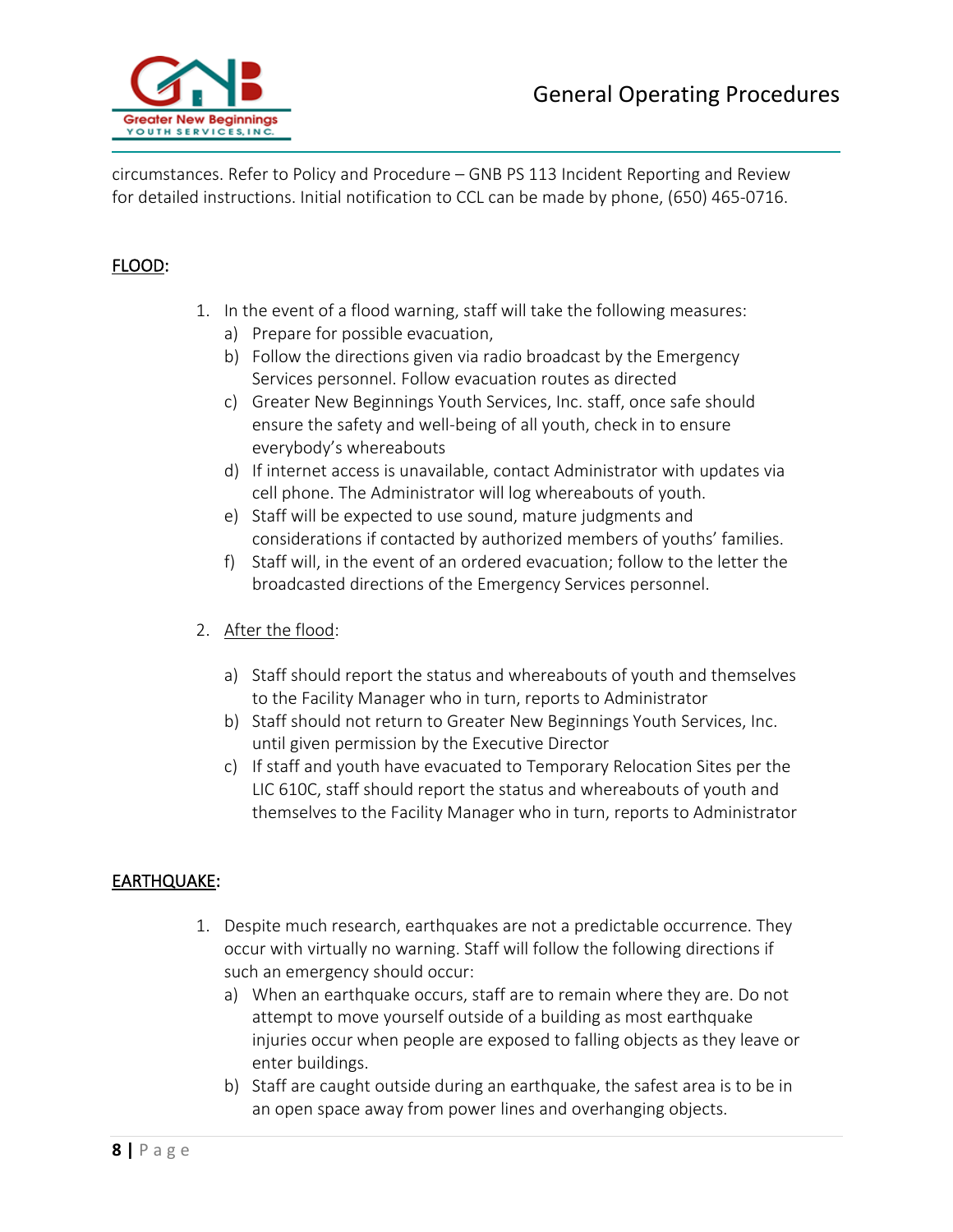circumstances. Refer to Policy and Procedure – GNB PS 113 Incident Reporting and Review for detailed instructions. Initial notification to CCL can be made by phone, (650) 465-0716.

<u>FLOOD</u>:

1. In the event of a flood warning, staff will take the following measures:
   a) Prepare for possible evacuation,
   b) Follow the directions given via radio broadcast by the Emergency Services personnel. Follow evacuation routes as directed
   c) Greater New Beginnings Youth Services, Inc. staff, once safe should ensure the safety and well-being of all youth, check in to ensure everybody's whereabouts
   d) If internet access is unavailable, contact Administrator with updates via cell phone. The Administrator will log whereabouts of youth.
   e) Staff will be expected to use sound, mature judgments and considerations if contacted by authorized members of youths' families.
   f) Staff will, in the event of an ordered evacuation; follow to the letter the broadcasted directions of the Emergency Services personnel.

2. <u>After the flood</u>:

   a) Staff should report the status and whereabouts of youth and themselves to the Facility Manager who in turn, reports to Administrator
   b) Staff should not return to Greater New Beginnings Youth Services, Inc. until given permission by the Executive Director
   c) If staff and youth have evacuated to Temporary Relocation Sites per the LIC 610C, staff should report the status and whereabouts of youth and themselves to the Facility Manager who in turn, reports to Administrator

<u>EARTHQUAKE</u>:

1. Despite much research, earthquakes are not a predictable occurrence. They occur with virtually no warning. Staff will follow the following directions if such an emergency should occur:
   a) When an earthquake occurs, staff are to remain where they are. Do not attempt to move yourself outside of a building as most earthquake injuries occur when people are exposed to falling objects as they leave or enter buildings.
   b) Staff are caught outside during an earthquake, the safest area is to be in an open space away from power lines and overhanging objects.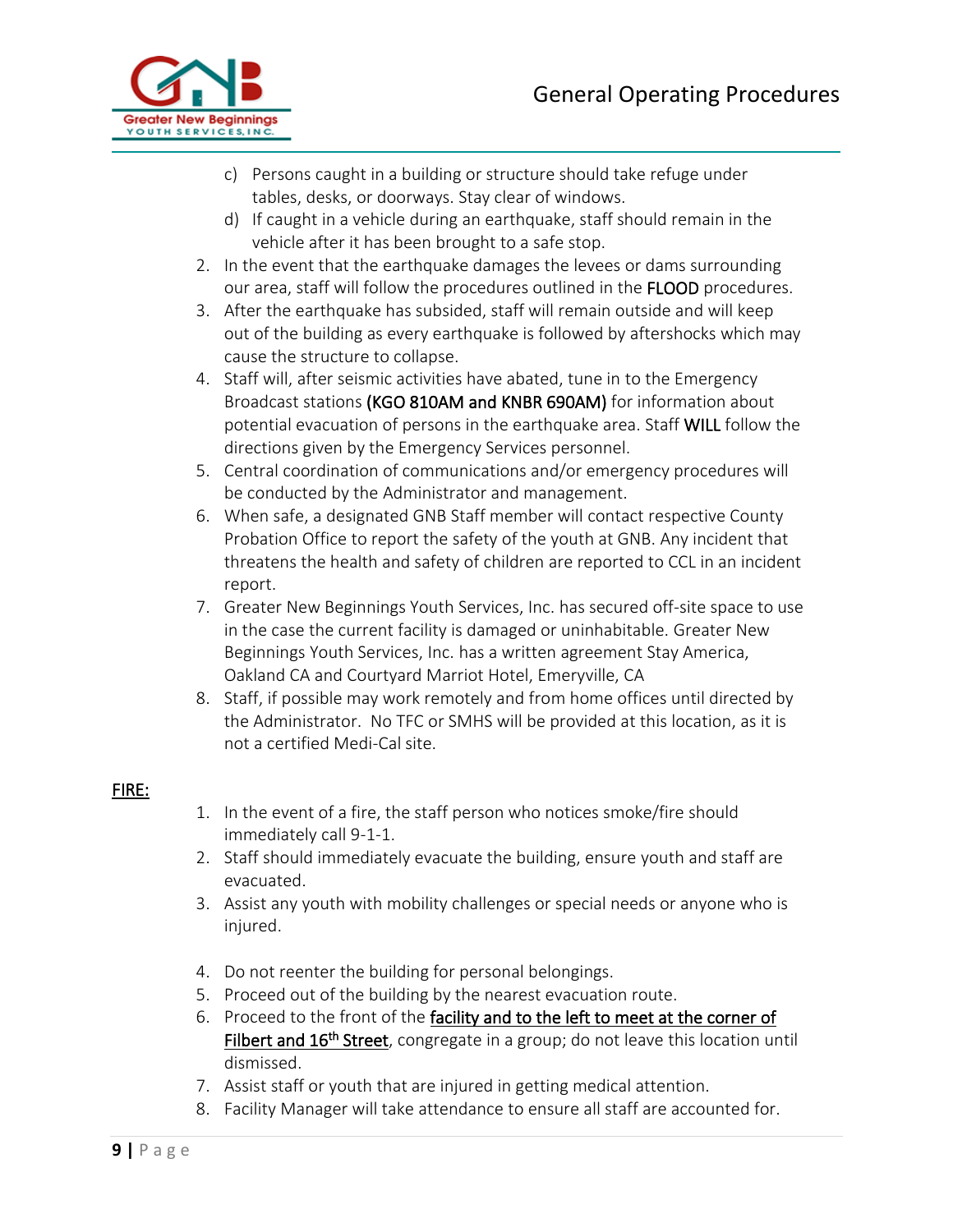c) Persons caught in a building or structure should take refuge under tables, desks, or doorways. Stay clear of windows.
d) If caught in a vehicle during an earthquake, staff should remain in the vehicle after it has been brought to a safe stop.

2. In the event that the earthquake damages the levees or dams surrounding our area, staff will follow the procedures outlined in the FLOOD procedures.
3. After the earthquake has subsided, staff will remain outside and will keep out of the building as every earthquake is followed by aftershocks which may cause the structure to collapse.
4. Staff will, after seismic activities have abated, tune in to the Emergency Broadcast stations (KGO 810AM and KNBR 690AM) for information about potential evacuation of persons in the earthquake area. Staff WILL follow the directions given by the Emergency Services personnel.
5. Central coordination of communications and/or emergency procedures will be conducted by the Administrator and management.
6. When safe, a designated GNB Staff member will contact respective County Probation Office to report the safety of the youth at GNB. Any incident that threatens the health and safety of children are reported to CCL in an incident report.
7. Greater New Beginnings Youth Services, Inc. has secured off-site space to use in the case the current facility is damaged or uninhabitable. Greater New Beginnings Youth Services, Inc. has a written agreement Stay America, Oakland CA and Courtyard Marriot Hotel, Emeryville, CA
8. Staff, if possible may work remotely and from home offices until directed by the Administrator. No TFC or SMHS will be provided at this location, as it is not a certified Medi-Cal site.

## FIRE:

1. In the event of a fire, the staff person who notices smoke/fire should immediately call 9-1-1.
2. Staff should immediately evacuate the building, ensure youth and staff are evacuated.
3. Assist any youth with mobility challenges or special needs or anyone who is injured.
4. Do not reenter the building for personal belongings.
5. Proceed out of the building by the nearest evacuation route.
6. Proceed to the front of the facility and to the left to meet at the corner of Filbert and 16th Street, congregate in a group; do not leave this location until dismissed.
7. Assist staff or youth that are injured in getting medical attention.
8. Facility Manager will take attendance to ensure all staff are accounted for.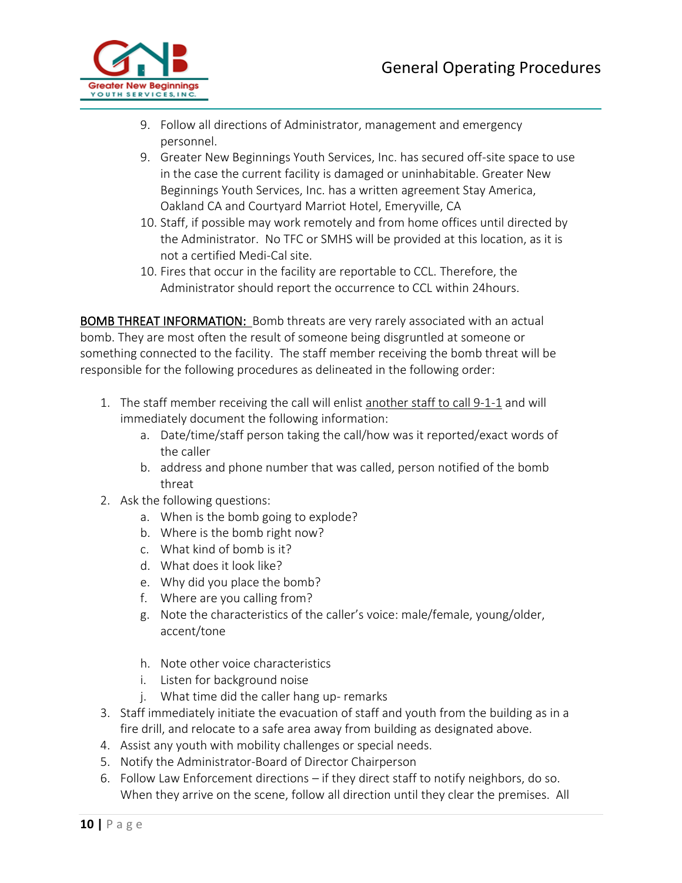9. Follow all directions of Administrator, management and emergency personnel.
9. Greater New Beginnings Youth Services, Inc. has secured off-site space to use in the case the current facility is damaged or uninhabitable. Greater New Beginnings Youth Services, Inc. has a written agreement Stay America, Oakland CA and Courtyard Marriot Hotel, Emeryville, CA
10. Staff, if possible may work remotely and from home offices until directed by the Administrator. No TFC or SMHS will be provided at this location, as it is not a certified Medi-Cal site.
10. Fires that occur in the facility are reportable to CCL. Therefore, the Administrator should report the occurrence to CCL within 24hours.

<u>BOMB THREAT INFORMATION:</u> Bomb threats are very rarely associated with an actual bomb. They are most often the result of someone being disgruntled at someone or something connected to the facility. The staff member receiving the bomb threat will be responsible for the following procedures as delineated in the following order:

1. The staff member receiving the call will enlist <u>another staff to call 9-1-1</u> and will immediately document the following information:
   a. Date/time/staff person taking the call/how was it reported/exact words of the caller
   b. address and phone number that was called, person notified of the bomb threat
2. Ask the following questions:
   a. When is the bomb going to explode?
   b. Where is the bomb right now?
   c. What kind of bomb is it?
   d. What does it look like?
   e. Why did you place the bomb?
   f. Where are you calling from?
   g. Note the characteristics of the caller's voice: male/female, young/older, accent/tone
   h. Note other voice characteristics
   i. Listen for background noise
   j. What time did the caller hang up- remarks
3. Staff immediately initiate the evacuation of staff and youth from the building as in a fire drill, and relocate to a safe area away from building as designated above.
4. Assist any youth with mobility challenges or special needs.
5. Notify the Administrator-Board of Director Chairperson
6. Follow Law Enforcement directions – if they direct staff to notify neighbors, do so. When they arrive on the scene, follow all direction until they clear the premises. All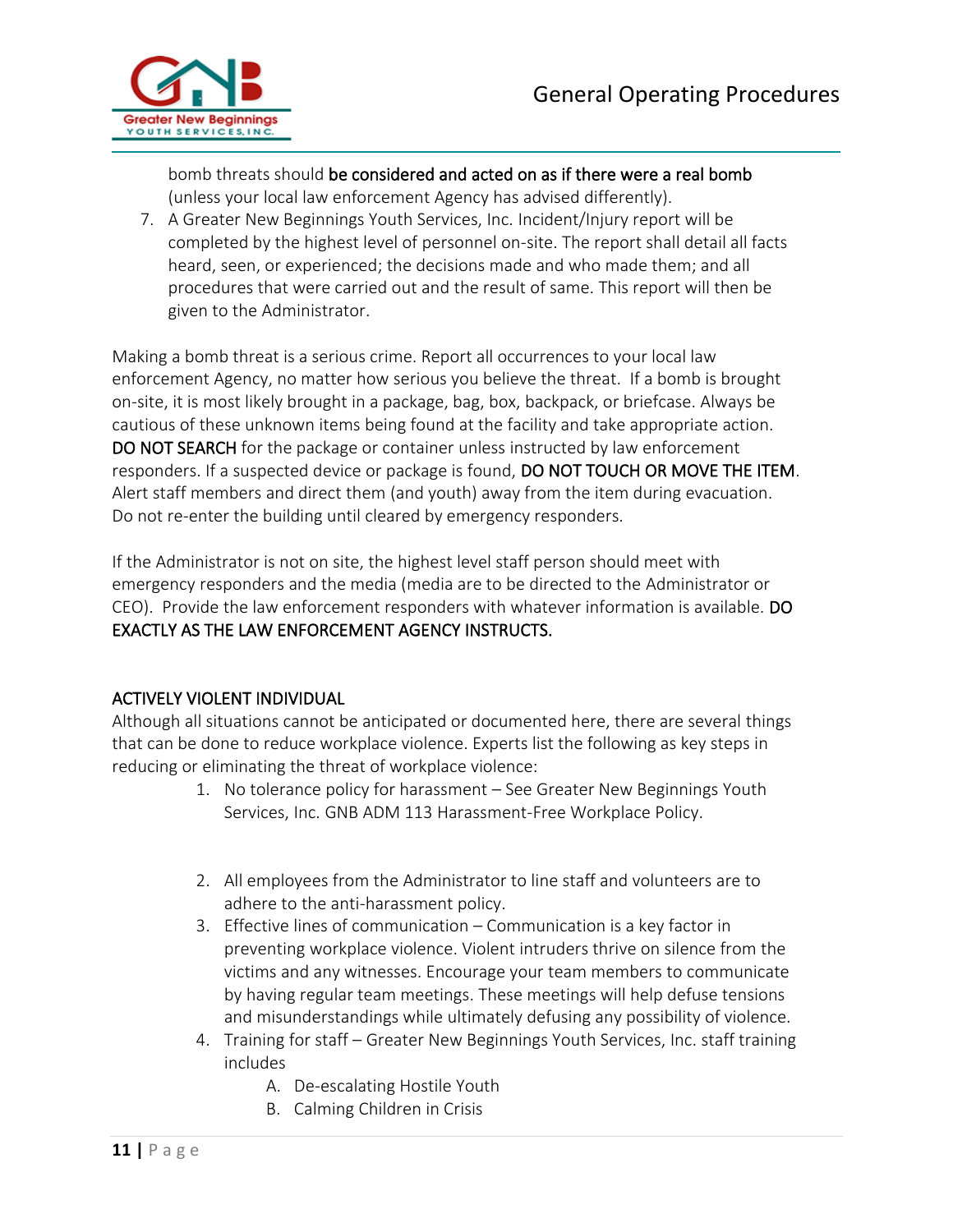bomb threats should **be considered and acted on as if there were a real bomb** (unless your local law enforcement Agency has advised differently).

7. A Greater New Beginnings Youth Services, Inc. Incident/Injury report will be completed by the highest level of personnel on-site. The report shall detail all facts heard, seen, or experienced; the decisions made and who made them; and all procedures that were carried out and the result of same. This report will then be given to the Administrator.

Making a bomb threat is a serious crime. Report all occurrences to your local law enforcement Agency, no matter how serious you believe the threat. If a bomb is brought on-site, it is most likely brought in a package, bag, box, backpack, or briefcase. Always be cautious of these unknown items being found at the facility and take appropriate action. **DO NOT SEARCH** for the package or container unless instructed by law enforcement responders. If a suspected device or package is found, **DO NOT TOUCH OR MOVE THE ITEM**. Alert staff members and direct them (and youth) away from the item during evacuation. Do not re-enter the building until cleared by emergency responders.

If the Administrator is not on site, the highest level staff person should meet with emergency responders and the media (media are to be directed to the Administrator or CEO). Provide the law enforcement responders with whatever information is available. **DO EXACTLY AS THE LAW ENFORCEMENT AGENCY INSTRUCTS.**

## ACTIVELY VIOLENT INDIVIDUAL

Although all situations cannot be anticipated or documented here, there are several things that can be done to reduce workplace violence. Experts list the following as key steps in reducing or eliminating the threat of workplace violence:

1. No tolerance policy for harassment – See Greater New Beginnings Youth Services, Inc. GNB ADM 113 Harassment-Free Workplace Policy.
2. All employees from the Administrator to line staff and volunteers are to adhere to the anti-harassment policy.
3. Effective lines of communication – Communication is a key factor in preventing workplace violence. Violent intruders thrive on silence from the victims and any witnesses. Encourage your team members to communicate by having regular team meetings. These meetings will help defuse tensions and misunderstandings while ultimately defusing any possibility of violence.
4. Training for staff – Greater New Beginnings Youth Services, Inc. staff training includes
   - A. De-escalating Hostile Youth
   - B. Calming Children in Crisis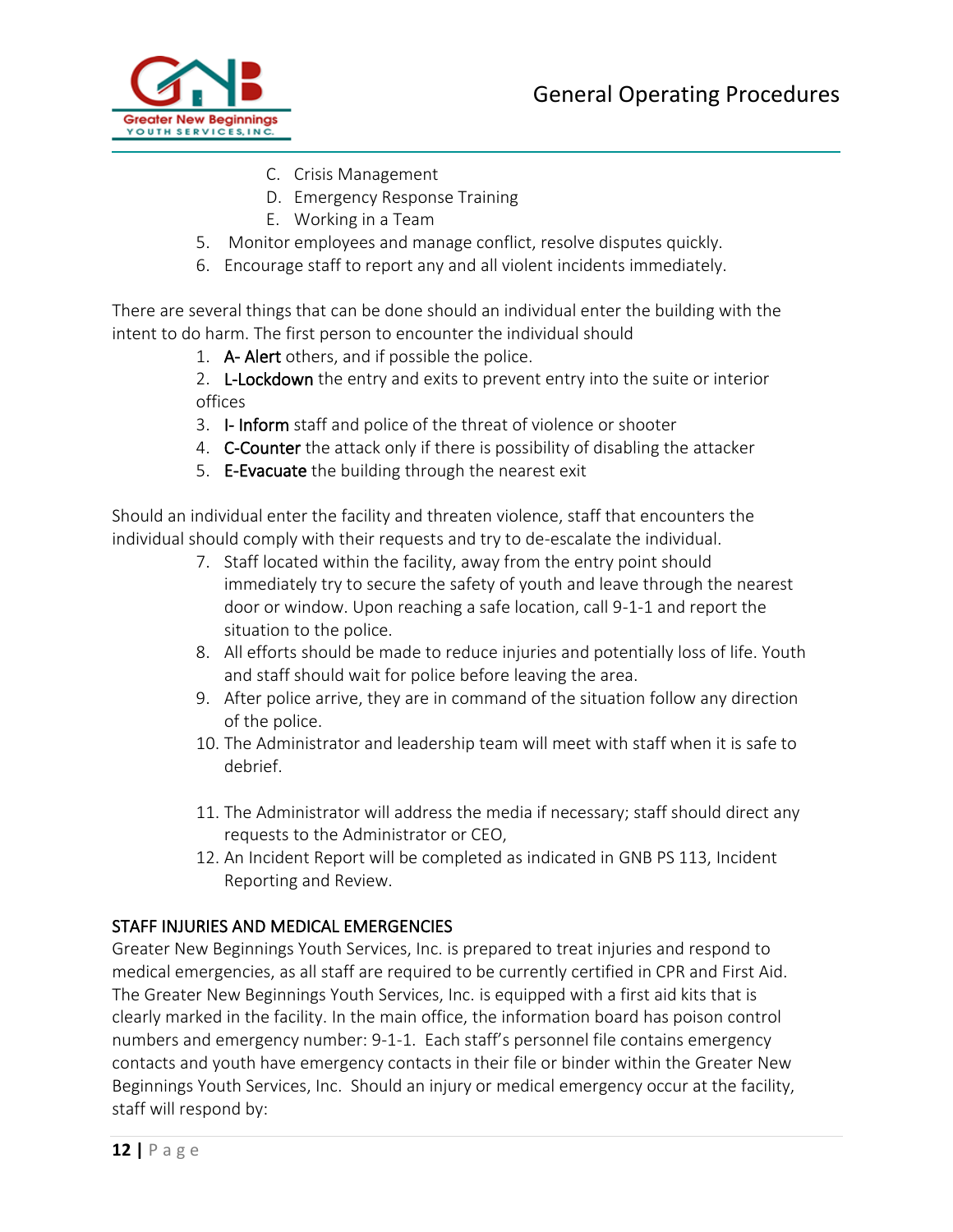C. Crisis Management
D. Emergency Response Training
E. Working in a Team

5. Monitor employees and manage conflict, resolve disputes quickly.
6. Encourage staff to report any and all violent incidents immediately.

There are several things that can be done should an individual enter the building with the intent to do harm. The first person to encounter the individual should

1. **A- Alert** others, and if possible the police.
2. **L-Lockdown** the entry and exits to prevent entry into the suite or interior offices
3. **I- Inform** staff and police of the threat of violence or shooter
4. **C-Counter** the attack only if there is possibility of disabling the attacker
5. **E-Evacuate** the building through the nearest exit

Should an individual enter the facility and threaten violence, staff that encounters the individual should comply with their requests and try to de-escalate the individual.

7. Staff located within the facility, away from the entry point should immediately try to secure the safety of youth and leave through the nearest door or window. Upon reaching a safe location, call 9-1-1 and report the situation to the police.
8. All efforts should be made to reduce injuries and potentially loss of life. Youth and staff should wait for police before leaving the area.
9. After police arrive, they are in command of the situation follow any direction of the police.
10. The Administrator and leadership team will meet with staff when it is safe to debrief.
11. The Administrator will address the media if necessary; staff should direct any requests to the Administrator or CEO,
12. An Incident Report will be completed as indicated in GNB PS 113, Incident Reporting and Review.

## STAFF INJURIES AND MEDICAL EMERGENCIES

Greater New Beginnings Youth Services, Inc. is prepared to treat injuries and respond to medical emergencies, as all staff are required to be currently certified in CPR and First Aid. The Greater New Beginnings Youth Services, Inc. is equipped with a first aid kits that is clearly marked in the facility. In the main office, the information board has poison control numbers and emergency number: 9-1-1. Each staff's personnel file contains emergency contacts and youth have emergency contacts in their file or binder within the Greater New Beginnings Youth Services, Inc. Should an injury or medical emergency occur at the facility, staff will respond by: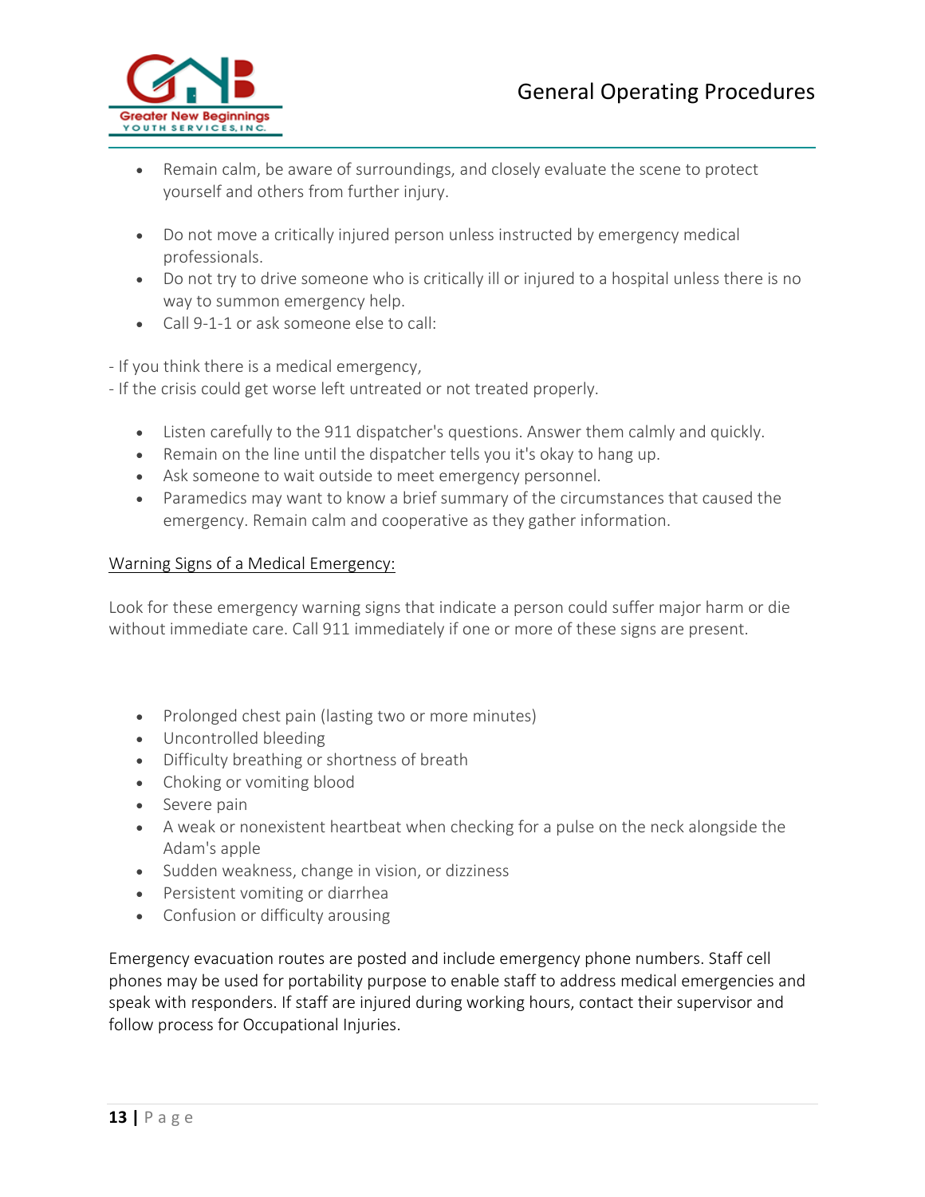- Remain calm, be aware of surroundings, and closely evaluate the scene to protect yourself and others from further injury.

- Do not move a critically injured person unless instructed by emergency medical professionals.
- Do not try to drive someone who is critically ill or injured to a hospital unless there is no way to summon emergency help.
- Call 9-1-1 or ask someone else to call:

- If you think there is a medical emergency,
- If the crisis could get worse left untreated or not treated properly.

- Listen carefully to the 911 dispatcher's questions. Answer them calmly and quickly.
- Remain on the line until the dispatcher tells you it's okay to hang up.
- Ask someone to wait outside to meet emergency personnel.
- Paramedics may want to know a brief summary of the circumstances that caused the emergency. Remain calm and cooperative as they gather information.

Warning Signs of a Medical Emergency:

Look for these emergency warning signs that indicate a person could suffer major harm or die without immediate care. Call 911 immediately if one or more of these signs are present.

- Prolonged chest pain (lasting two or more minutes)
- Uncontrolled bleeding
- Difficulty breathing or shortness of breath
- Choking or vomiting blood
- Severe pain
- A weak or nonexistent heartbeat when checking for a pulse on the neck alongside the Adam's apple
- Sudden weakness, change in vision, or dizziness
- Persistent vomiting or diarrhea
- Confusion or difficulty arousing

Emergency evacuation routes are posted and include emergency phone numbers. Staff cell phones may be used for portability purpose to enable staff to address medical emergencies and speak with responders. If staff are injured during working hours, contact their supervisor and follow process for Occupational Injuries.